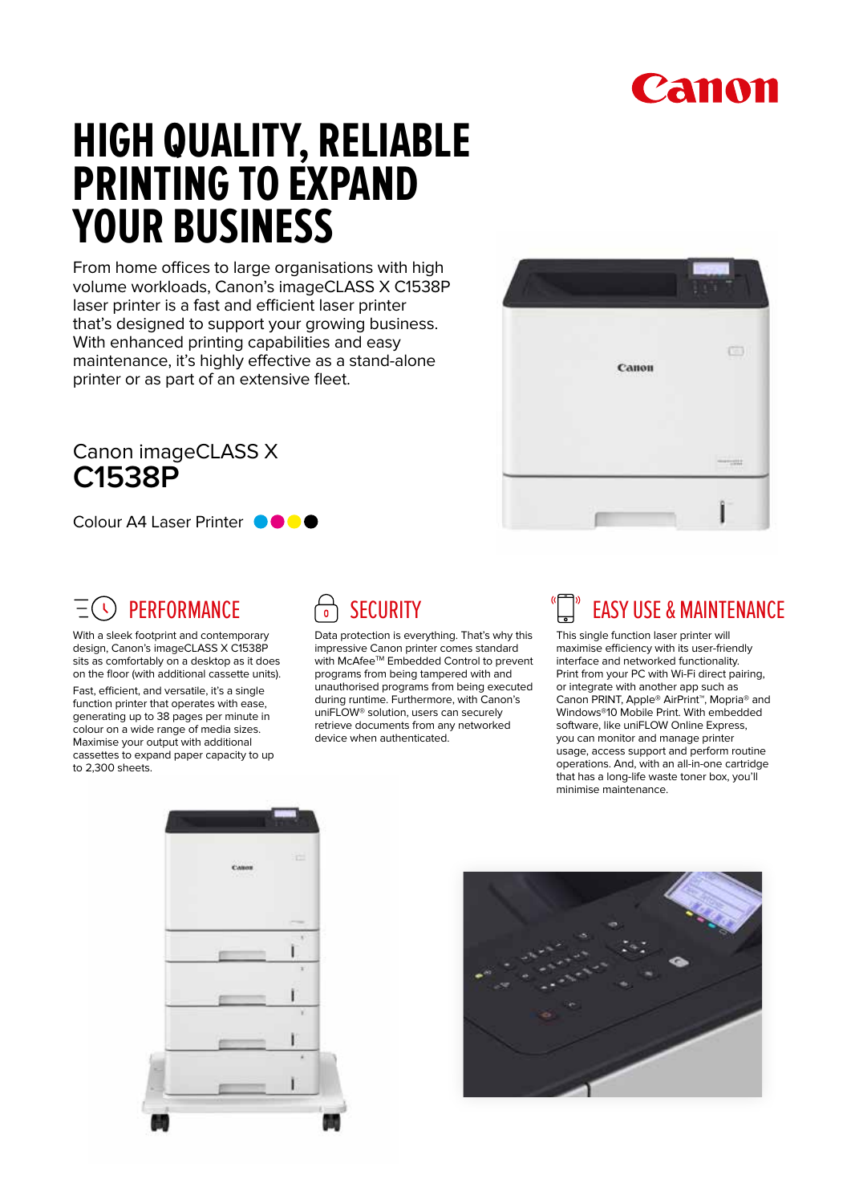# HIGH QUALITY, RELIABLE PRINTING TO EXPAND YOUR BUSINESS

From home offices to large organisations with high volume workloads, Canon's imageCLASS X C1538P laser printer is a fast and efficient laser printer that's designed to support your growing business. With enhanced printing capabilities and easy maintenance, it's highly effective as a stand-alone printer or as part of an extensive fleet.

Canon imageCLASS X
**C1538P**

Colour A4 Laser Printer

## PERFORMANCE

With a sleek footprint and contemporary design, Canon's imageCLASS X C1538P sits as comfortably on a desktop as it does on the floor (with additional cassette units).

Fast, efficient, and versatile, it's a single function printer that operates with ease, generating up to 38 pages per minute in colour on a wide range of media sizes. Maximise your output with additional cassettes to expand paper capacity to up to 2,300 sheets.

## SECURITY

Data protection is everything. That's why this impressive Canon printer comes standard with McAfee™ Embedded Control to prevent programs from being tampered with and unauthorised programs from being executed during runtime. Furthermore, with Canon's uniFLOW® solution, users can securely retrieve documents from any networked device when authenticated.

## EASY USE & MAINTENANCE

This single function laser printer will maximise efficiency with its user-friendly interface and networked functionality. Print from your PC with Wi-Fi direct pairing, or integrate with another app such as Canon PRINT, Apple® AirPrint™, Mopria® and Windows®10 Mobile Print. With embedded software, like uniFLOW Online Express, you can monitor and manage printer usage, access support and perform routine operations. And, with an all-in-one cartridge that has a long-life waste toner box, you'll minimise maintenance.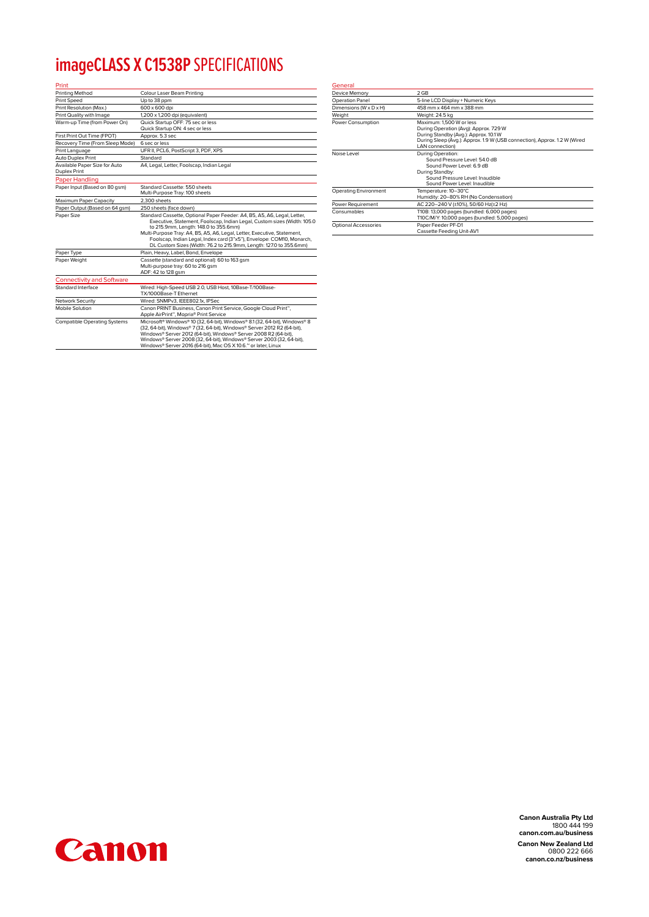# imageCLASS X C1538P SPECIFICATIONS

## Print

| | |
|---|---|
| Printing Method | Colour Laser Beam Printing |
| Print Speed | Up to 38 ppm |
| Print Resolution (Max.) | 600 x 600 dpi |
| Print Quality with Image | 1,200 x 1,200 dpi (equivalent) |
| Warm-up Time (from Power On) | Quick Startup OFF: 7.5 sec or less<br>Quick Startup ON: 4 sec or less |
| First Print Out Time (FPOT) | Approx. 5.3 sec |
| Recovery Time (From Sleep Mode) | 6 sec or less |
| Print Language | UFR II, PCL6, PostScript 3, PDF, XPS |
| Auto Duplex Print | Standard |
| Available Paper Size for Auto Duplex Print | A4, Legal, Letter, Foolscap, Indian Legal |

## Paper Handling

| | |
|---|---|
| Paper Input (Based on 80 gsm) | Standard Cassette: 550 sheets<br>Multi-Purpose Tray: 100 sheets |
| Maximum Paper Capacity | 2,300 sheets |
| Paper Output (Based on 64 gsm) | 250 sheets (face down) |
| Paper Size | Standard Cassette, Optional Paper Feeder: A4, B5, A5, A6, Legal, Letter, Executive, Statement, Foolscap, Indian Legal, Custom sizes (Width: 105.0 to 215.9mm, Length: 148.0 to 355.6mm)<br>Multi-Purpose Tray: A4, B5, A5, A6, Legal, Letter, Executive, Statement, Foolscap, Indian Legal, Index card (3"x5"), Envelope: COM10, Monarch, DL Custom Sizes (Width: 76.2 to 215.9mm, Length: 127.0 to 355.6mm) |
| Paper Type | Plain, Heavy, Label, Bond, Envelope |
| Paper Weight | Cassette (standard and optional): 60 to 163 gsm<br>Multi-purpose tray: 60 to 216 gsm<br>ADF: 42 to 128 gsm |

## Connectivity and Software

| | |
|---|---|
| Standard Interface | Wired: High-Speed USB 2.0, USB Host, 10Base-T/100Base-TX/1000Base-T Ethernet |
| Network Security | Wired: SNMPv3, IEEE802.1x, IPSec |
| Mobile Solution | Canon PRINT Business, Canon Print Service, Google Cloud Print™, Apple AirPrint™, Mopria® Print Service |
| Compatible Operating Systems | Microsoft® Windows® 10 (32, 64-bit), Windows® 8.1 (32, 64-bit), Windows® 8 (32, 64-bit), Windows® 7 (32, 64-bit), Windows® Server 2012 R2 (64-bit), Windows® Server 2012 (64-bit), Windows® Server 2008 R2 (64-bit), Windows® Server 2008 (32, 64-bit), Windows® Server 2003 (32, 64-bit), Windows® Server 2016 (64-bit), Mac OS X 10.6.™ or later, Linux |

## General

| | |
|---|---|
| Device Memory | 2 GB |
| Operation Panel | 5-line LCD Display + Numeric Keys |
| Dimensions (W x D x H) | 458 mm x 464 mm x 388 mm |
| Weight | Weight: 24.5 kg |
| Power Consumption | Maximum: 1,500 W or less<br>During Operation (Avg): Approx. 729 W<br>During Standby (Avg.): Approx. 10.1 W<br>During Sleep (Avg.): Approx. 1.9 W (USB connection), Approx. 1.2 W (Wired LAN connection) |
| Noise Level | During Operation:<br>Sound Pressure Level: 54.0 dB<br>Sound Power Level: 6.9 dB<br>During Standby:<br>Sound Pressure Level: Inaudible<br>Sound Power Level: Inaudible |
| Operating Environment | Temperature: 10–30°C<br>Humidity: 20–80% RH (No Condensation) |
| Power Requirement | AC 220–240 V (±10%), 50/60 Hz(±2 Hz) |
| Consumables | T10B: 13,000 pages (bundled: 6,000 pages)<br>T10C/M/Y: 10,000 pages (bundled: 5,000 pages) |
| Optional Accessories | Paper Feeder PF-D1<br>Cassette Feeding Unit-AV1 |

Canon

**Canon Australia Pty Ltd**
1800 444 199
**canon.com.au/business**

**Canon New Zealand Ltd**
0800 222 666
**canon.co.nz/business**